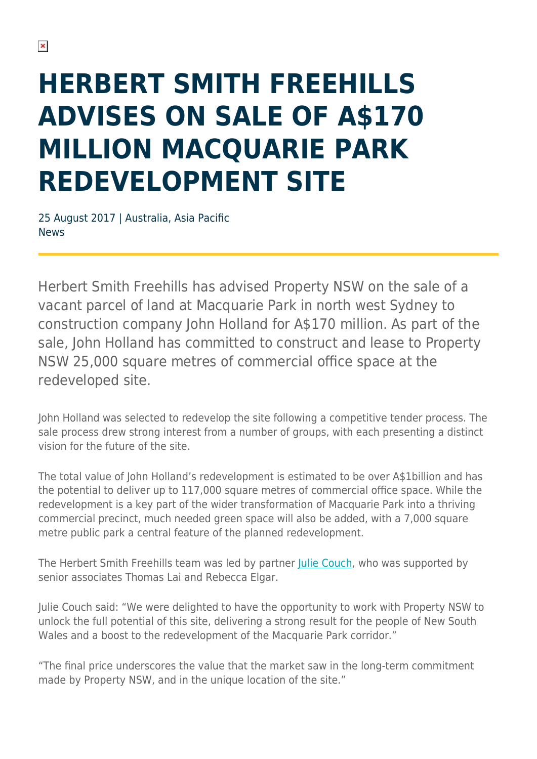# HERBERT SMITH FREEHILLS ADVISES ON SALE OF A$170 MILLION MACQUARIE PARK REDEVELOPMENT SITE

25 August 2017 | Australia, Asia Pacific
News

Herbert Smith Freehills has advised Property NSW on the sale of a vacant parcel of land at Macquarie Park in north west Sydney to construction company John Holland for A$170 million. As part of the sale, John Holland has committed to construct and lease to Property NSW 25,000 square metres of commercial office space at the redeveloped site.

John Holland was selected to redevelop the site following a competitive tender process. The sale process drew strong interest from a number of groups, with each presenting a distinct vision for the future of the site.

The total value of John Holland's redevelopment is estimated to be over A$1billion and has the potential to deliver up to 117,000 square metres of commercial office space. While the redevelopment is a key part of the wider transformation of Macquarie Park into a thriving commercial precinct, much needed green space will also be added, with a 7,000 square metre public park a central feature of the planned redevelopment.

The Herbert Smith Freehills team was led by partner Julie Couch, who was supported by senior associates Thomas Lai and Rebecca Elgar.

Julie Couch said: "We were delighted to have the opportunity to work with Property NSW to unlock the full potential of this site, delivering a strong result for the people of New South Wales and a boost to the redevelopment of the Macquarie Park corridor."

"The final price underscores the value that the market saw in the long-term commitment made by Property NSW, and in the unique location of the site."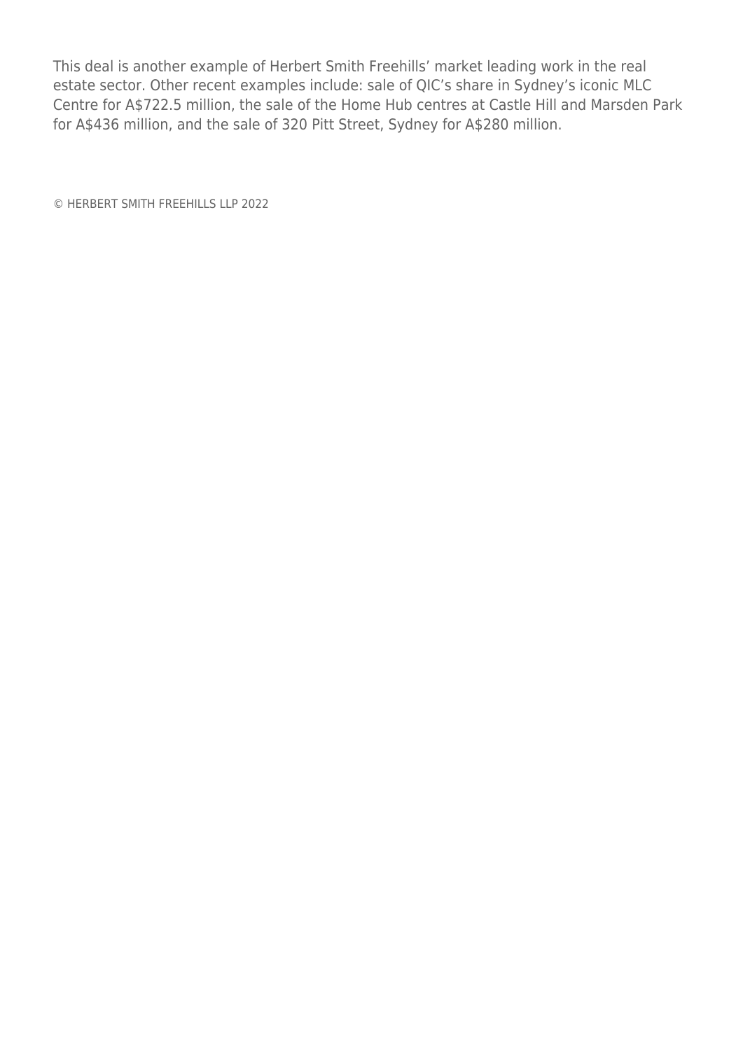This deal is another example of Herbert Smith Freehills' market leading work in the real estate sector. Other recent examples include: sale of QIC's share in Sydney's iconic MLC Centre for A$722.5 million, the sale of the Home Hub centres at Castle Hill and Marsden Park for A$436 million, and the sale of 320 Pitt Street, Sydney for A$280 million.

© HERBERT SMITH FREEHILLS LLP 2022